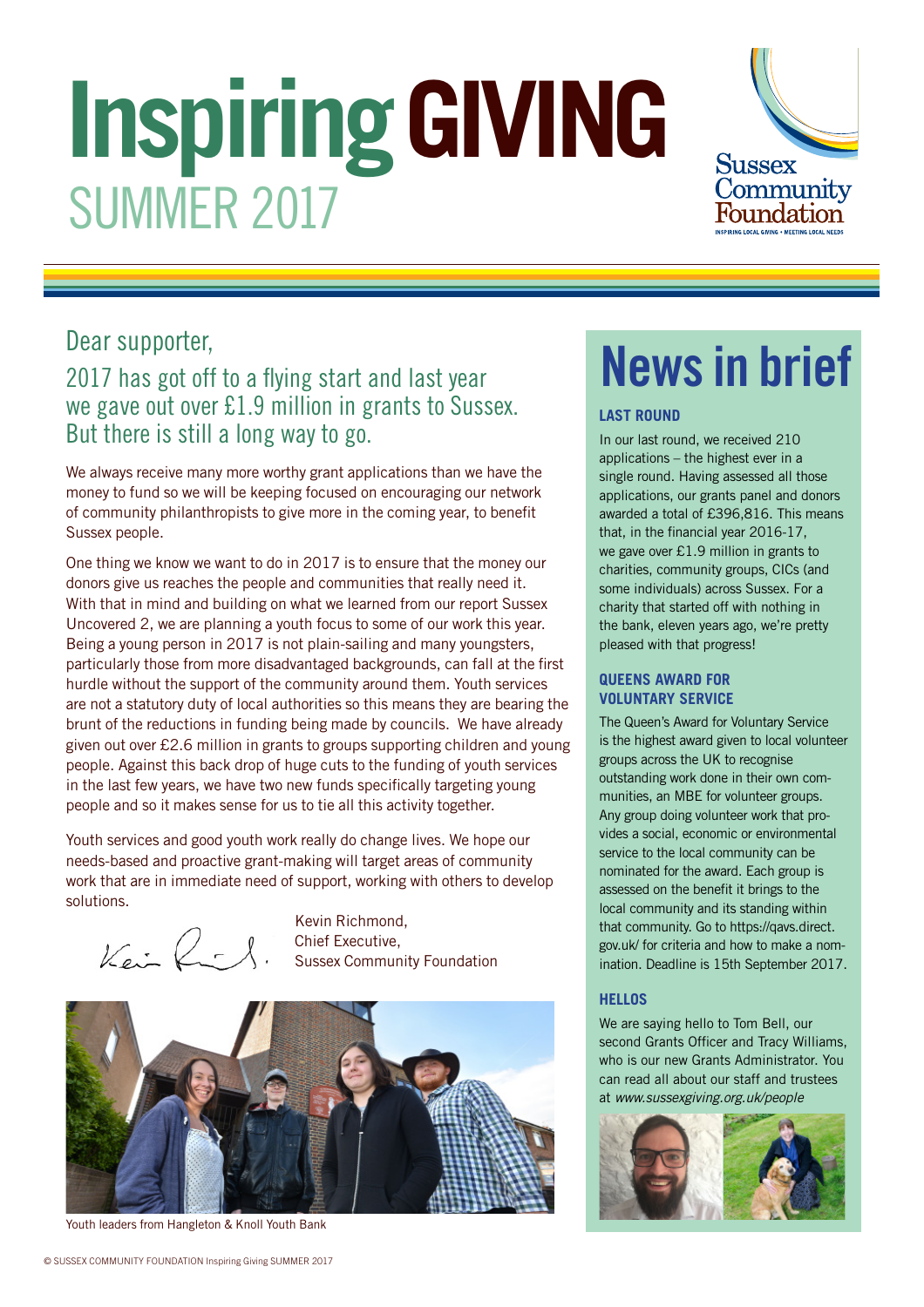# Inspiring GIVING
SUMMER 2017

Sussex Community Foundation
INSPIRING LOCAL GIVING • MEETING LOCAL NEEDS

## Dear supporter,

## 2017 has got off to a flying start and last year we gave out over £1.9 million in grants to Sussex. But there is still a long way to go.

We always receive many more worthy grant applications than we have the money to fund so we will be keeping focused on encouraging our network of community philanthropists to give more in the coming year, to benefit Sussex people.

One thing we know we want to do in 2017 is to ensure that the money our donors give us reaches the people and communities that really need it. With that in mind and building on what we learned from our report Sussex Uncovered 2, we are planning a youth focus to some of our work this year. Being a young person in 2017 is not plain-sailing and many youngsters, particularly those from more disadvantaged backgrounds, can fall at the first hurdle without the support of the community around them. Youth services are not a statutory duty of local authorities so this means they are bearing the brunt of the reductions in funding being made by councils. We have already given out over £2.6 million in grants to groups supporting children and young people. Against this back drop of huge cuts to the funding of youth services in the last few years, we have two new funds specifically targeting young people and so it makes sense for us to tie all this activity together.

Youth services and good youth work really do change lives. We hope our needs-based and proactive grant-making will target areas of community work that are in immediate need of support, working with others to develop solutions.

Kevin Richmond,
Chief Executive,
Sussex Community Foundation

Youth leaders from Hangleton & Knoll Youth Bank

# News in brief

### LAST ROUND

In our last round, we received 210 applications – the highest ever in a single round. Having assessed all those applications, our grants panel and donors awarded a total of £396,816. This means that, in the financial year 2016-17, we gave over £1.9 million in grants to charities, community groups, CICs (and some individuals) across Sussex. For a charity that started off with nothing in the bank, eleven years ago, we're pretty pleased with that progress!

### QUEENS AWARD FOR VOLUNTARY SERVICE

The Queen's Award for Voluntary Service is the highest award given to local volunteer groups across the UK to recognise outstanding work done in their own communities, an MBE for volunteer groups. Any group doing volunteer work that provides a social, economic or environmental service to the local community can be nominated for the award. Each group is assessed on the benefit it brings to the local community and its standing within that community. Go to https://qavs.direct.gov.uk/ for criteria and how to make a nomination. Deadline is 15th September 2017.

### HELLOS

We are saying hello to Tom Bell, our second Grants Officer and Tracy Williams, who is our new Grants Administrator. You can read all about our staff and trustees at *www.sussexgiving.org.uk/people*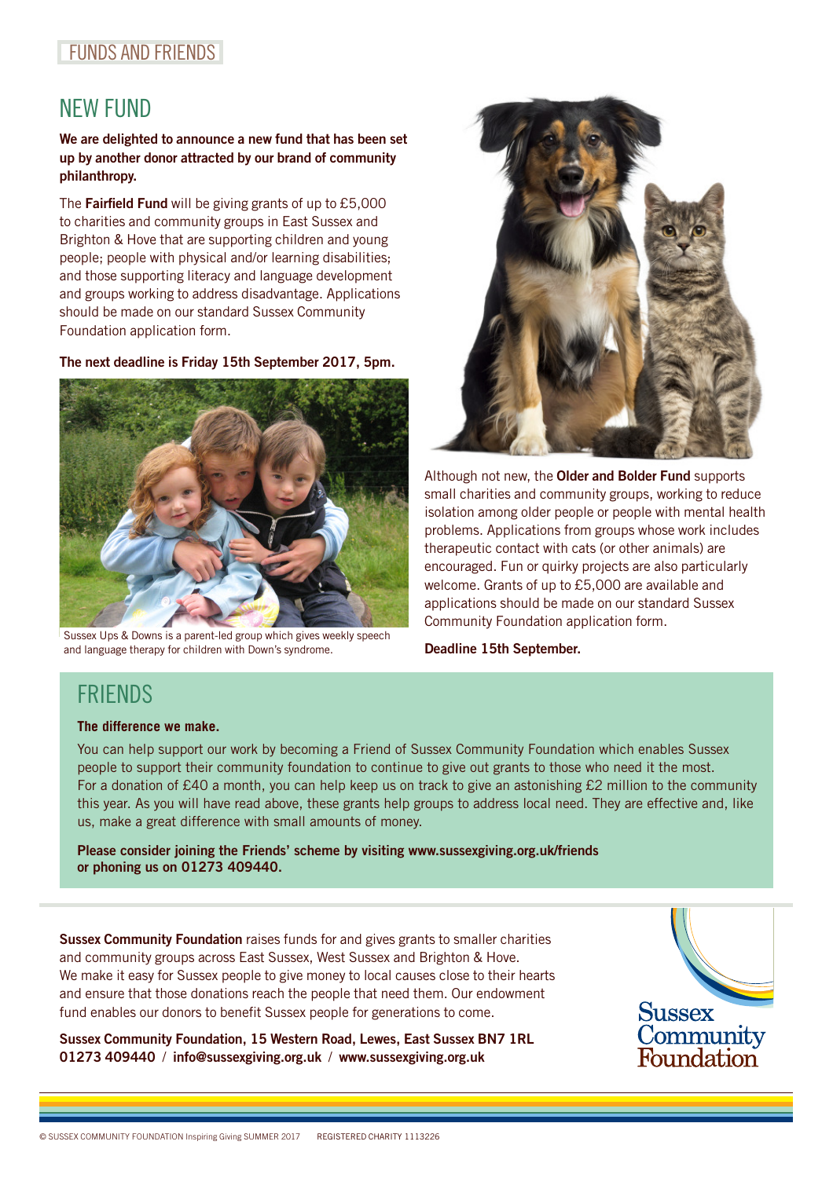FUNDS AND FRIENDS

## NEW FUND

**We are delighted to announce a new fund that has been set up by another donor attracted by our brand of community philanthropy.**

The **Fairfield Fund** will be giving grants of up to £5,000 to charities and community groups in East Sussex and Brighton & Hove that are supporting children and young people; people with physical and/or learning disabilities; and those supporting literacy and language development and groups working to address disadvantage. Applications should be made on our standard Sussex Community Foundation application form.

**The next deadline is Friday 15th September 2017, 5pm.**

Sussex Ups & Downs is a parent-led group which gives weekly speech and language therapy for children with Down's syndrome.

Although not new, the **Older and Bolder Fund** supports small charities and community groups, working to reduce isolation among older people or people with mental health problems. Applications from groups whose work includes therapeutic contact with cats (or other animals) are encouraged. Fun or quirky projects are also particularly welcome. Grants of up to £5,000 are available and applications should be made on our standard Sussex Community Foundation application form.

**Deadline 15th September.**

## FRIENDS

**The difference we make.**

You can help support our work by becoming a Friend of Sussex Community Foundation which enables Sussex people to support their community foundation to continue to give out grants to those who need it the most. For a donation of £40 a month, you can help keep us on track to give an astonishing £2 million to the community this year. As you will have read above, these grants help groups to address local need. They are effective and, like us, make a great difference with small amounts of money.

**Please consider joining the Friends' scheme by visiting www.sussexgiving.org.uk/friends or phoning us on 01273 409440.**

**Sussex Community Foundation** raises funds for and gives grants to smaller charities and community groups across East Sussex, West Sussex and Brighton & Hove. We make it easy for Sussex people to give money to local causes close to their hearts and ensure that those donations reach the people that need them. Our endowment fund enables our donors to benefit Sussex people for generations to come.

**Sussex Community Foundation, 15 Western Road, Lewes, East Sussex BN7 1RL**
**01273 409440 / info@sussexgiving.org.uk / www.sussexgiving.org.uk**

Sussex Community Foundation

© SUSSEX COMMUNITY FOUNDATION Inspiring Giving SUMMER 2017 REGISTERED CHARITY 1113226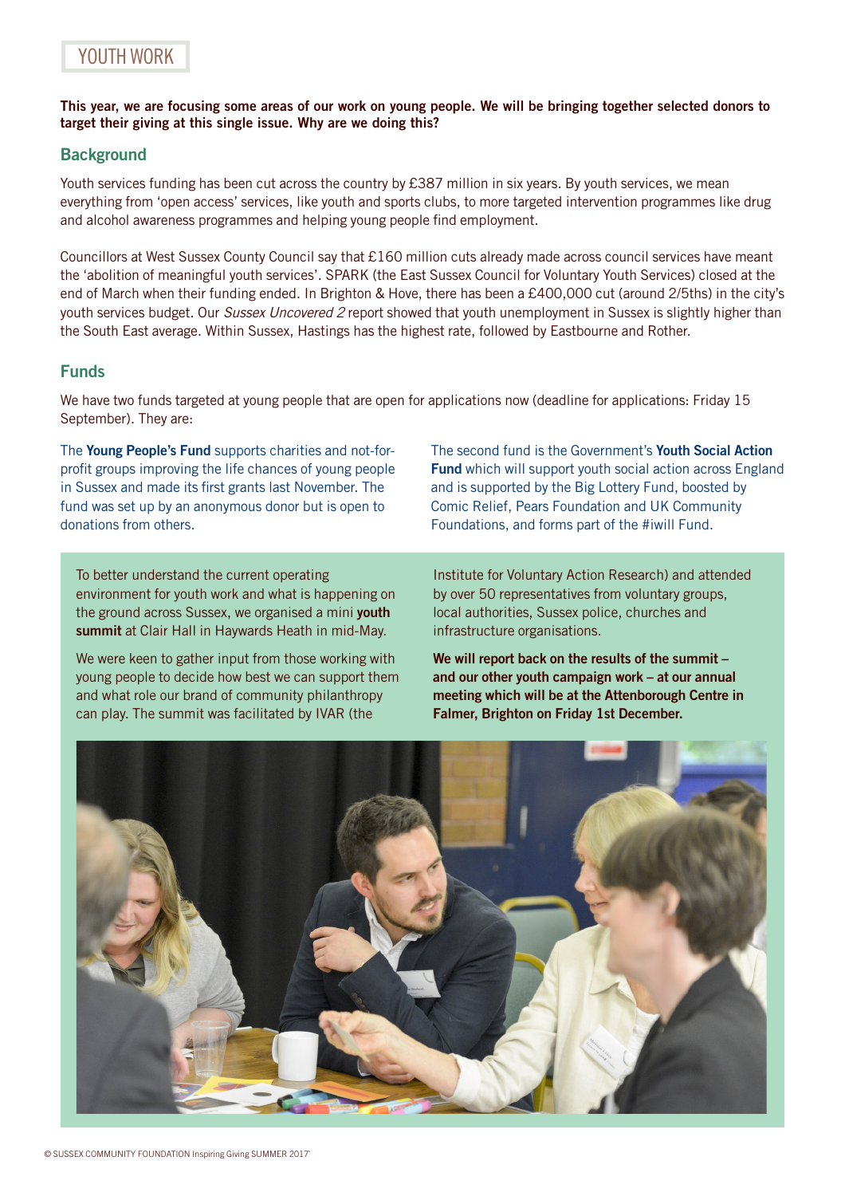# YOUTH WORK

**This year, we are focusing some areas of our work on young people. We will be bringing together selected donors to target their giving at this single issue. Why are we doing this?**

## Background

Youth services funding has been cut across the country by £387 million in six years. By youth services, we mean everything from 'open access' services, like youth and sports clubs, to more targeted intervention programmes like drug and alcohol awareness programmes and helping young people find employment.

Councillors at West Sussex County Council say that £160 million cuts already made across council services have meant the 'abolition of meaningful youth services'. SPARK (the East Sussex Council for Voluntary Youth Services) closed at the end of March when their funding ended. In Brighton & Hove, there has been a £400,000 cut (around 2/5ths) in the city's youth services budget. Our *Sussex Uncovered 2* report showed that youth unemployment in Sussex is slightly higher than the South East average. Within Sussex, Hastings has the highest rate, followed by Eastbourne and Rother.

## Funds

We have two funds targeted at young people that are open for applications now (deadline for applications: Friday 15 September). They are:

The **Young People's Fund** supports charities and not-for-profit groups improving the life chances of young people in Sussex and made its first grants last November. The fund was set up by an anonymous donor but is open to donations from others.

The second fund is the Government's **Youth Social Action Fund** which will support youth social action across England and is supported by the Big Lottery Fund, boosted by Comic Relief, Pears Foundation and UK Community Foundations, and forms part of the #iwill Fund.

To better understand the current operating environment for youth work and what is happening on the ground across Sussex, we organised a mini **youth summit** at Clair Hall in Haywards Heath in mid-May.

We were keen to gather input from those working with young people to decide how best we can support them and what role our brand of community philanthropy can play. The summit was facilitated by IVAR (the Institute for Voluntary Action Research) and attended by over 50 representatives from voluntary groups, local authorities, Sussex police, churches and infrastructure organisations.

**We will report back on the results of the summit – and our other youth campaign work – at our annual meeting which will be at the Attenborough Centre in Falmer, Brighton on Friday 1st December.**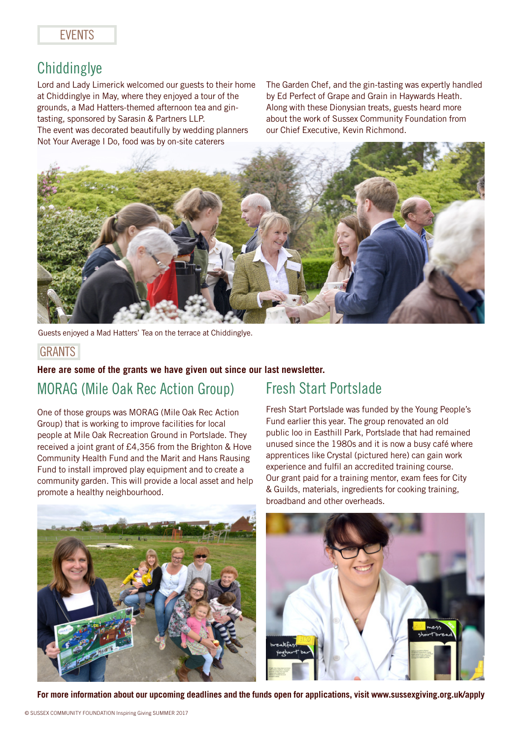EVENTS

## Chiddinglye

Lord and Lady Limerick welcomed our guests to their home at Chiddinglye in May, where they enjoyed a tour of the grounds, a Mad Hatters-themed afternoon tea and gin-tasting, sponsored by Sarasin & Partners LLP.
The event was decorated beautifully by wedding planners Not Your Average I Do, food was by on-site caterers The Garden Chef, and the gin-tasting was expertly handled by Ed Perfect of Grape and Grain in Haywards Heath. Along with these Dionysian treats, guests heard more about the work of Sussex Community Foundation from our Chief Executive, Kevin Richmond.

Guests enjoyed a Mad Hatters' Tea on the terrace at Chiddinglye.

GRANTS

**Here are some of the grants we have given out since our last newsletter.**

## MORAG (Mile Oak Rec Action Group)

One of those groups was MORAG (Mile Oak Rec Action Group) that is working to improve facilities for local people at Mile Oak Recreation Ground in Portslade. They received a joint grant of £4,356 from the Brighton & Hove Community Health Fund and the Marit and Hans Rausing Fund to install improved play equipment and to create a community garden. This will provide a local asset and help promote a healthy neighbourhood.

## Fresh Start Portslade

Fresh Start Portslade was funded by the Young People's Fund earlier this year. The group renovated an old public loo in Easthill Park, Portslade that had remained unused since the 1980s and it is now a busy café where apprentices like Crystal (pictured here) can gain work experience and fulfil an accredited training course. Our grant paid for a training mentor, exam fees for City & Guilds, materials, ingredients for cooking training, broadband and other overheads.

**For more information about our upcoming deadlines and the funds open for applications, visit www.sussexgiving.org.uk/apply**